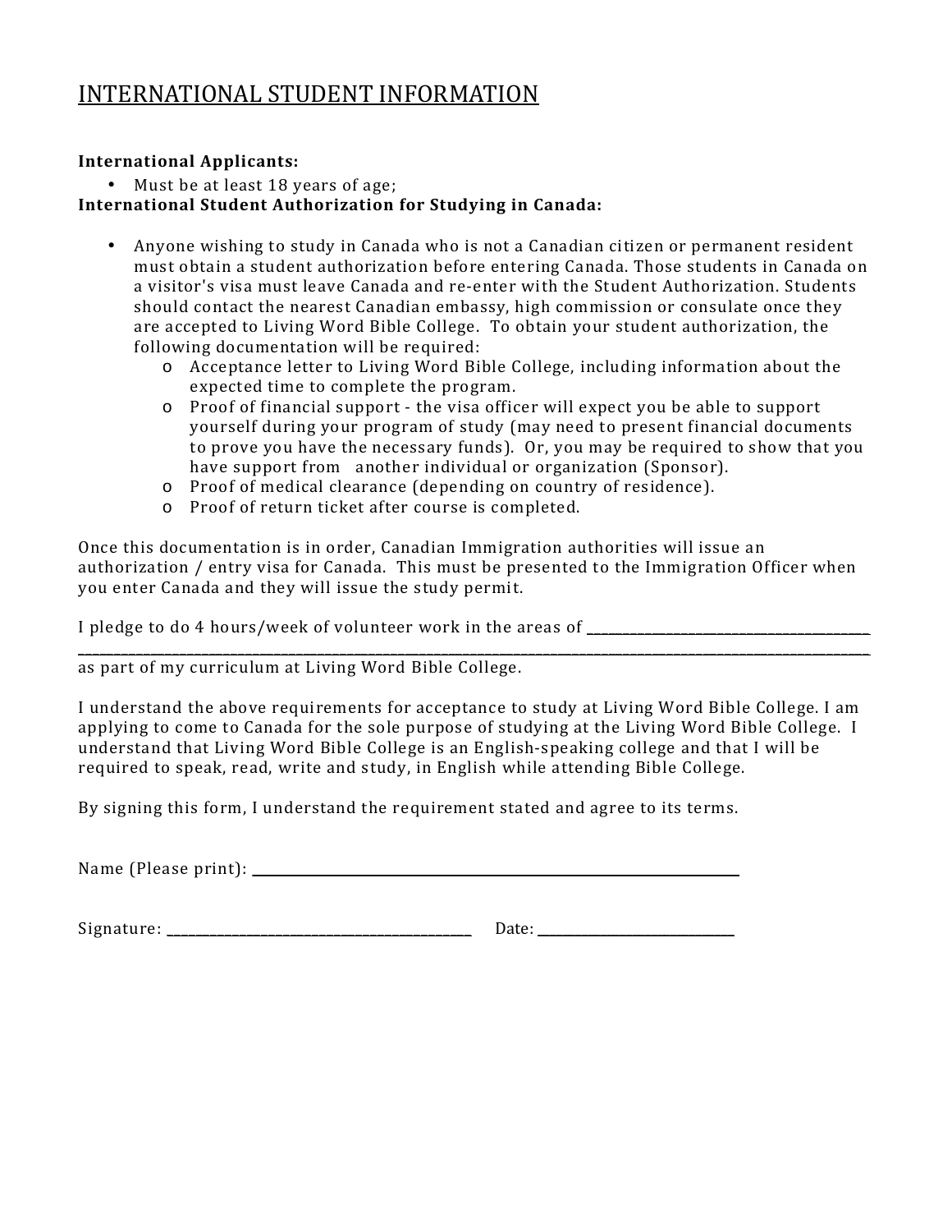# INTERNATIONAL STUDENT INFORMATION

**International Applicants:**

- Must be at least 18 years of age;

**International Student Authorization for Studying in Canada:**

- Anyone wishing to study in Canada who is not a Canadian citizen or permanent resident must obtain a student authorization before entering Canada. Those students in Canada on a visitor's visa must leave Canada and re-enter with the Student Authorization. Students should contact the nearest Canadian embassy, high commission or consulate once they are accepted to Living Word Bible College. To obtain your student authorization, the following documentation will be required:
  - Acceptance letter to Living Word Bible College, including information about the expected time to complete the program.
  - Proof of financial support - the visa officer will expect you be able to support yourself during your program of study (may need to present financial documents to prove you have the necessary funds). Or, you may be required to show that you have support from another individual or organization (Sponsor).
  - Proof of medical clearance (depending on country of residence).
  - Proof of return ticket after course is completed.

Once this documentation is in order, Canadian Immigration authorities will issue an authorization / entry visa for Canada. This must be presented to the Immigration Officer when you enter Canada and they will issue the study permit.

I pledge to do 4 hours/week of volunteer work in the areas of ______________________________________________
______________________________________________________________________________________________
as part of my curriculum at Living Word Bible College.

I understand the above requirements for acceptance to study at Living Word Bible College. I am applying to come to Canada for the sole purpose of studying at the Living Word Bible College. I understand that Living Word Bible College is an English-speaking college and that I will be required to speak, read, write and study, in English while attending Bible College.

By signing this form, I understand the requirement stated and agree to its terms.

Name (Please print): ______________________________________________

Signature: ______________________________ Date: ____________________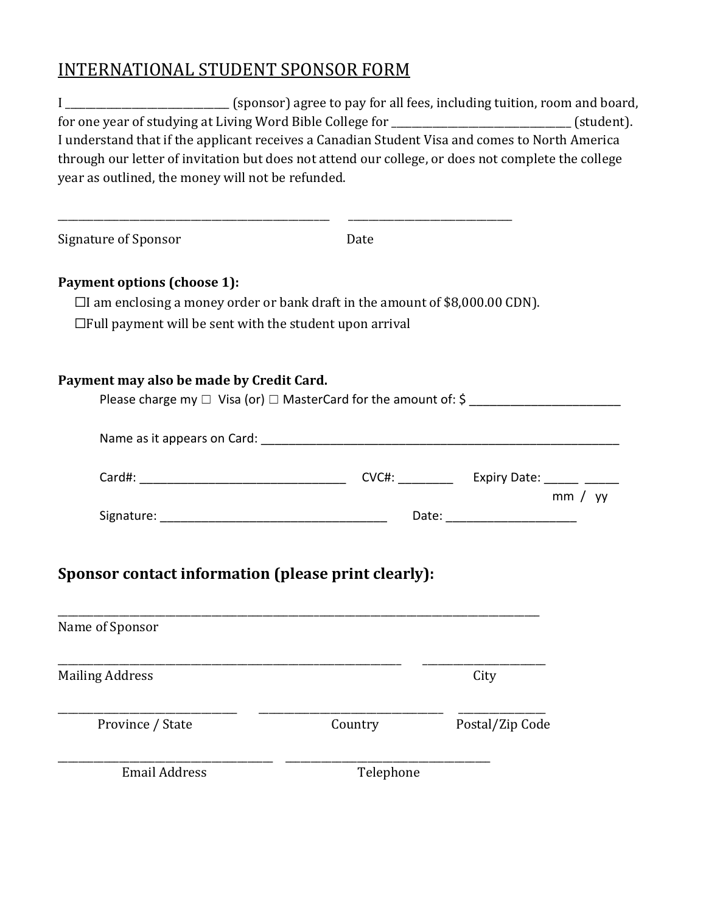## INTERNATIONAL STUDENT SPONSOR FORM

I ____________________________ (sponsor) agree to pay for all fees, including tuition, room and board, for one year of studying at Living Word Bible College for ______________________________ (student). I understand that if the applicant receives a Canadian Student Visa and comes to North America through our letter of invitation but does not attend our college, or does not complete the college year as outlined, the money will not be refunded.

_____________________________________________ ____________________________

Signature of Sponsor Date

**Payment options (choose 1):**

☐I am enclosing a money order or bank draft in the amount of $8,000.00 CDN).

☐Full payment will be sent with the student upon arrival

**Payment may also be made by Credit Card.**

Please charge my ☐ Visa (or) ☐ MasterCard for the amount of: $ ________________________

Name as it appears on Card: ___________________________________________________________

Card#: _________________________________ CVC#: ________ Expiry Date: _____ _____
mm / yy

Signature: ____________________________________ Date: _____________________

### Sponsor contact information (please print clearly):

_____________________________________________________________________________________

Name of Sponsor

____________________________________________________________ _____________________

Mailing Address City

_______________________________ _______________________________ _______________

Province / State Country Postal/Zip Code

_____________________________________ ____________________________________

Email Address Telephone